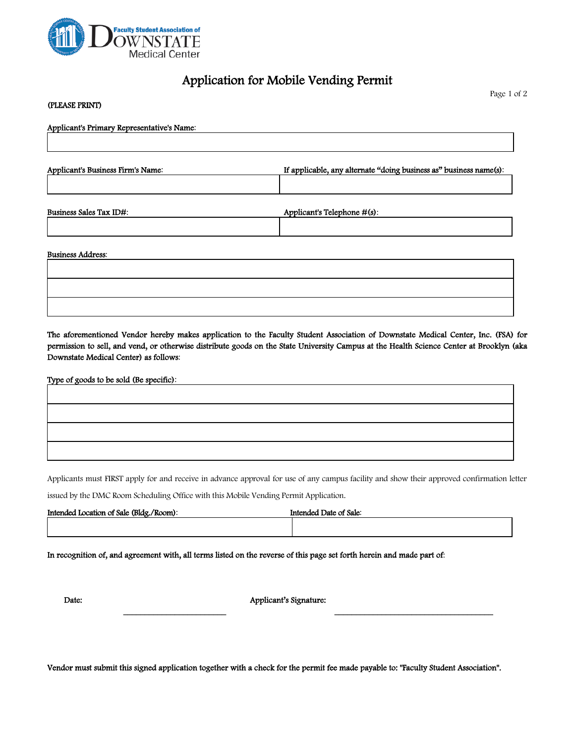Faculty Student Association of DOWNSTATE Medical Center

# Application for Mobile Vending Permit

**(PLEASE PRINT)**

**Applicant's Primary Representative's Name:**

| |
|---|
| |

| **Applicant's Business Firm's Name:** | **If applicable, any alternate "doing business as" business name(s):** |
|---|---|
| | |

| **Business Sales Tax ID#:** | **Applicant's Telephone #(s):** |
|---|---|
| | |

**Business Address:**

| |
|---|
| |
| |
| |

**The aforementioned Vendor hereby makes application to the Faculty Student Association of Downstate Medical Center, Inc. (FSA) for permission to sell, and vend, or otherwise distribute goods on the State University Campus at the Health Science Center at Brooklyn (aka Downstate Medical Center) as follows:**

**Type of goods to be sold (Be specific):**

| |
|---|
| |
| |
| |
| |

Applicants must FIRST apply for and receive in advance approval for use of any campus facility and show their approved confirmation letter issued by the DMC Room Scheduling Office with this Mobile Vending Permit Application.

| **Intended Location of Sale (Bldg./Room):** | **Intended Date of Sale:** |
|---|---|
| | |

**In recognition of, and agreement with, all terms listed on the reverse of this page set forth herein and made part of:**

**Date:** ________________________ **Applicant's Signature:** ______________________________________

**Vendor must submit this signed application together with a check for the permit fee made payable to: "Faculty Student Association".**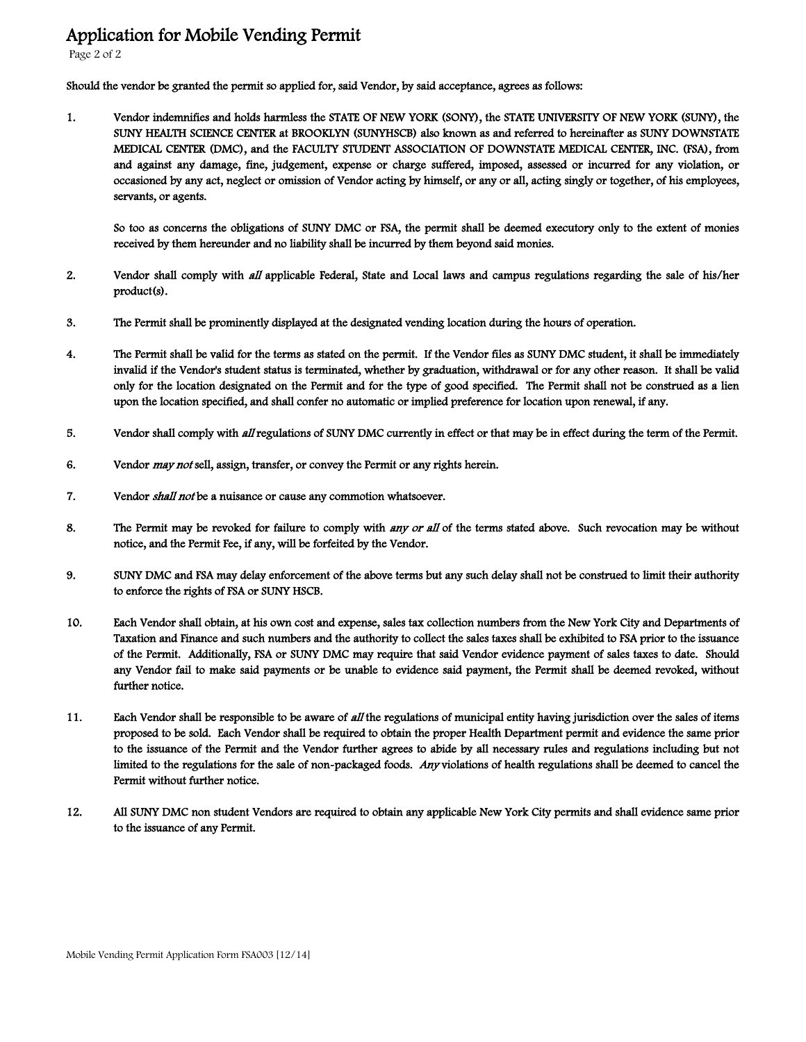# Application for Mobile Vending Permit

Should the vendor be granted the permit so applied for, said Vendor, by said acceptance, agrees as follows:

1. Vendor indemnifies and holds harmless the STATE OF NEW YORK (SONY), the STATE UNIVERSITY OF NEW YORK (SUNY), the SUNY HEALTH SCIENCE CENTER at BROOKLYN (SUNYHSCB) also known as and referred to hereinafter as SUNY DOWNSTATE MEDICAL CENTER (DMC), and the FACULTY STUDENT ASSOCIATION OF DOWNSTATE MEDICAL CENTER, INC. (FSA), from and against any damage, fine, judgement, expense or charge suffered, imposed, assessed or incurred for any violation, or occasioned by any act, neglect or omission of Vendor acting by himself, or any or all, acting singly or together, of his employees, servants, or agents.

   So too as concerns the obligations of SUNY DMC or FSA, the permit shall be deemed executory only to the extent of monies received by them hereunder and no liability shall be incurred by them beyond said monies.

2. Vendor shall comply with *all* applicable Federal, State and Local laws and campus regulations regarding the sale of his/her product(s).

3. The Permit shall be prominently displayed at the designated vending location during the hours of operation.

4. The Permit shall be valid for the terms as stated on the permit. If the Vendor files as SUNY DMC student, it shall be immediately invalid if the Vendor's student status is terminated, whether by graduation, withdrawal or for any other reason. It shall be valid only for the location designated on the Permit and for the type of good specified. The Permit shall not be construed as a lien upon the location specified, and shall confer no automatic or implied preference for location upon renewal, if any.

5. Vendor shall comply with *all* regulations of SUNY DMC currently in effect or that may be in effect during the term of the Permit.

6. Vendor *may not* sell, assign, transfer, or convey the Permit or any rights herein.

7. Vendor *shall not* be a nuisance or cause any commotion whatsoever.

8. The Permit may be revoked for failure to comply with *any or all* of the terms stated above. Such revocation may be without notice, and the Permit Fee, if any, will be forfeited by the Vendor.

9. SUNY DMC and FSA may delay enforcement of the above terms but any such delay shall not be construed to limit their authority to enforce the rights of FSA or SUNY HSCB.

10. Each Vendor shall obtain, at his own cost and expense, sales tax collection numbers from the New York City and Departments of Taxation and Finance and such numbers and the authority to collect the sales taxes shall be exhibited to FSA prior to the issuance of the Permit. Additionally, FSA or SUNY DMC may require that said Vendor evidence payment of sales taxes to date. Should any Vendor fail to make said payments or be unable to evidence said payment, the Permit shall be deemed revoked, without further notice.

11. Each Vendor shall be responsible to be aware of *all* the regulations of municipal entity having jurisdiction over the sales of items proposed to be sold. Each Vendor shall be required to obtain the proper Health Department permit and evidence the same prior to the issuance of the Permit and the Vendor further agrees to abide by all necessary rules and regulations including but not limited to the regulations for the sale of non-packaged foods. *Any* violations of health regulations shall be deemed to cancel the Permit without further notice.

12. All SUNY DMC non student Vendors are required to obtain any applicable New York City permits and shall evidence same prior to the issuance of any Permit.

Mobile Vending Permit Application Form FSA003 [12/14]